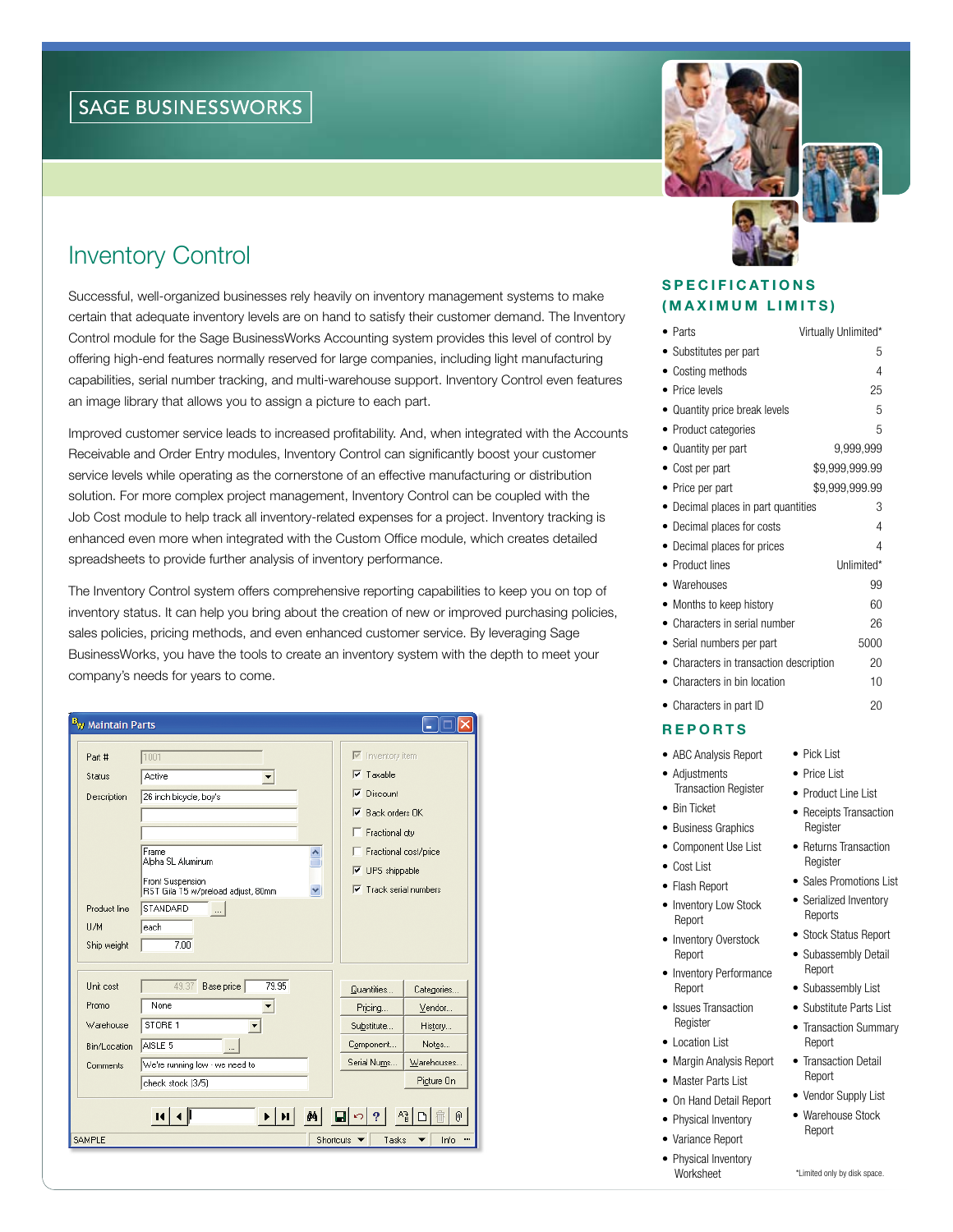SAGE BUSINESSWORKS

# Inventory Control

Successful, well-organized businesses rely heavily on inventory management systems to make certain that adequate inventory levels are on hand to satisfy their customer demand. The Inventory Control module for the Sage BusinessWorks Accounting system provides this level of control by offering high-end features normally reserved for large companies, including light manufacturing capabilities, serial number tracking, and multi-warehouse support. Inventory Control even features an image library that allows you to assign a picture to each part.

Improved customer service leads to increased profitability. And, when integrated with the Accounts Receivable and Order Entry modules, Inventory Control can significantly boost your customer service levels while operating as the cornerstone of an effective manufacturing or distribution solution. For more complex project management, Inventory Control can be coupled with the Job Cost module to help track all inventory-related expenses for a project. Inventory tracking is enhanced even more when integrated with the Custom Office module, which creates detailed spreadsheets to provide further analysis of inventory performance.

The Inventory Control system offers comprehensive reporting capabilities to keep you on top of inventory status. It can help you bring about the creation of new or improved purchasing policies, sales policies, pricing methods, and even enhanced customer service. By leveraging Sage BusinessWorks, you have the tools to create an inventory system with the depth to meet your company's needs for years to come.

## SPECIFICATIONS (MAXIMUM LIMITS)

| Specification | Limit |
|---|---|
| Parts | Virtually Unlimited* |
| Substitutes per part | 5 |
| Costing methods | 4 |
| Price levels | 25 |
| Quantity price break levels | 5 |
| Product categories | 5 |
| Quantity per part | 9,999,999 |
| Cost per part | $9,999,999.99 |
| Price per part | $9,999,999.99 |
| Decimal places in part quantities | 3 |
| Decimal places for costs | 4 |
| Decimal places for prices | 4 |
| Product lines | Unlimited* |
| Warehouses | 99 |
| Months to keep history | 60 |
| Characters in serial number | 26 |
| Serial numbers per part | 5000 |
| Characters in transaction description | 20 |
| Characters in bin location | 10 |
| Characters in part ID | 20 |

## REPORTS

- ABC Analysis Report
- Adjustments Transaction Register
- Bin Ticket
- Business Graphics
- Component Use List
- Cost List
- Flash Report
- Inventory Low Stock Report
- Inventory Overstock Report
- Inventory Performance Report
- Issues Transaction Register
- Location List
- Margin Analysis Report
- Master Parts List
- On Hand Detail Report
- Physical Inventory
- Variance Report
- Physical Inventory Worksheet
- Pick List
- Price List
- Product Line List
- Receipts Transaction Register
- Returns Transaction Register
- Sales Promotions List
- Serialized Inventory Reports
- Stock Status Report
- Subassembly Detail Report
- Subassembly List
- Substitute Parts List
- Transaction Summary Report
- Transaction Detail Report
- Vendor Supply List
- Warehouse Stock Report

*Limited only by disk space.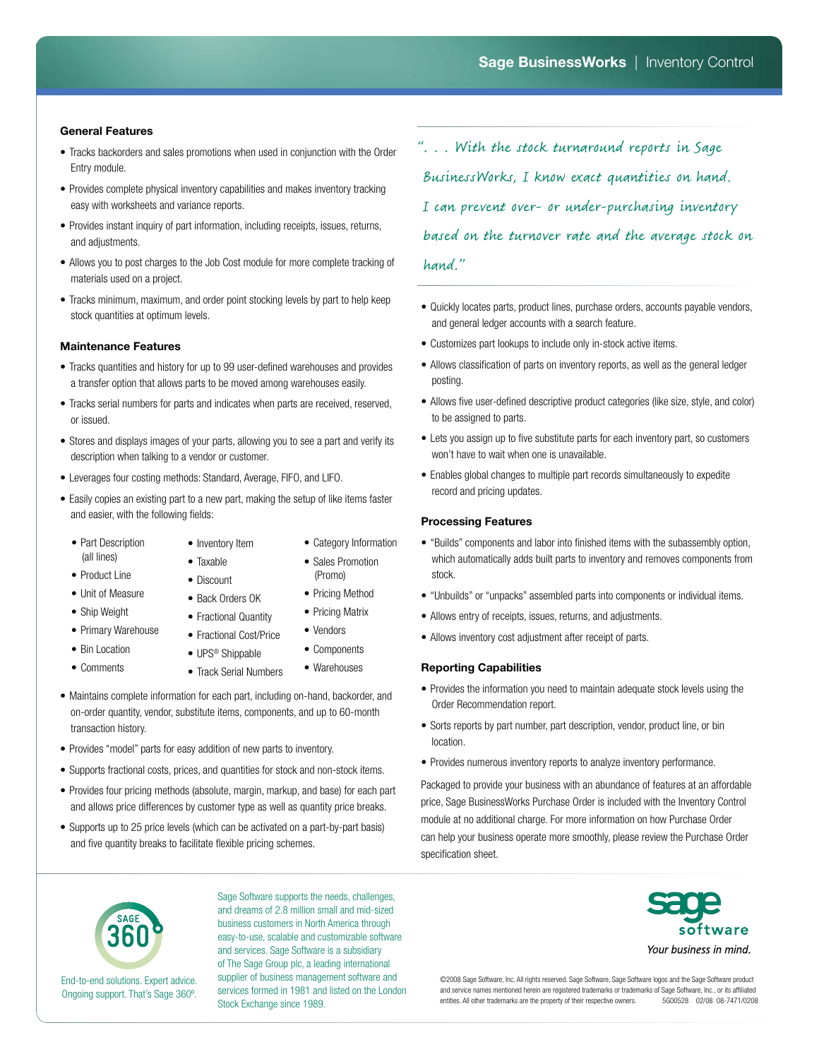## General Features

- Tracks backorders and sales promotions when used in conjunction with the Order Entry module.
- Provides complete physical inventory capabilities and makes inventory tracking easy with worksheets and variance reports.
- Provides instant inquiry of part information, including receipts, issues, returns, and adjustments.
- Allows you to post charges to the Job Cost module for more complete tracking of materials used on a project.
- Tracks minimum, maximum, and order point stocking levels by part to help keep stock quantities at optimum levels.

## Maintenance Features

- Tracks quantities and history for up to 99 user-defined warehouses and provides a transfer option that allows parts to be moved among warehouses easily.
- Tracks serial numbers for parts and indicates when parts are received, reserved, or issued.
- Stores and displays images of your parts, allowing you to see a part and verify its description when talking to a vendor or customer.
- Leverages four costing methods: Standard, Average, FIFO, and LIFO.
- Easily copies an existing part to a new part, making the setup of like items faster and easier, with the following fields:
  - Part Description (all lines)
  - Product Line
  - Unit of Measure
  - Ship Weight
  - Primary Warehouse
  - Bin Location
  - Comments
  - Inventory Item
  - Taxable
  - Discount
  - Back Orders OK
  - Fractional Quantity
  - Fractional Cost/Price
  - UPS® Shippable
  - Track Serial Numbers
  - Category Information
  - Sales Promotion (Promo)
  - Pricing Method
  - Pricing Matrix
  - Vendors
  - Components
  - Warehouses
- Maintains complete information for each part, including on-hand, backorder, and on-order quantity, vendor, substitute items, components, and up to 60-month transaction history.
- Provides "model" parts for easy addition of new parts to inventory.
- Supports fractional costs, prices, and quantities for stock and non-stock items.
- Provides four pricing methods (absolute, margin, markup, and base) for each part and allows price differences by customer type as well as quantity price breaks.
- Supports up to 25 price levels (which can be activated on a part-by-part basis) and five quantity breaks to facilitate flexible pricing schemes.

*". . . With the stock turnaround reports in Sage BusinessWorks, I know exact quantities on hand. I can prevent over- or under-purchasing inventory based on the turnover rate and the average stock on hand."*

- Quickly locates parts, product lines, purchase orders, accounts payable vendors, and general ledger accounts with a search feature.
- Customizes part lookups to include only in-stock active items.
- Allows classification of parts on inventory reports, as well as the general ledger posting.
- Allows five user-defined descriptive product categories (like size, style, and color) to be assigned to parts.
- Lets you assign up to five substitute parts for each inventory part, so customers won't have to wait when one is unavailable.
- Enables global changes to multiple part records simultaneously to expedite record and pricing updates.

## Processing Features

- "Builds" components and labor into finished items with the subassembly option, which automatically adds built parts to inventory and removes components from stock.
- "Unbuilds" or "unpacks" assembled parts into components or individual items.
- Allows entry of receipts, issues, returns, and adjustments.
- Allows inventory cost adjustment after receipt of parts.

## Reporting Capabilities

- Provides the information you need to maintain adequate stock levels using the Order Recommendation report.
- Sorts reports by part number, part description, vendor, product line, or bin location.
- Provides numerous inventory reports to analyze inventory performance.

Packaged to provide your business with an abundance of features at an affordable price, Sage BusinessWorks Purchase Order is included with the Inventory Control module at no additional charge. For more information on how Purchase Order can help your business operate more smoothly, please review the Purchase Order specification sheet.

SAGE 360

End-to-end solutions. Expert advice. Ongoing support. That's Sage 360°.

Sage Software supports the needs, challenges, and dreams of 2.8 million small and mid-sized business customers in North America through easy-to-use, scalable and customizable software and services. Sage Software is a subsidiary of The Sage Group plc, a leading international supplier of business management software and services formed in 1981 and listed on the London Stock Exchange since 1989.

sage software

*Your business in mind.*

©2008 Sage Software, Inc. All rights reserved. Sage Software, Sage Software logos and the Sage Software product and service names mentioned herein are registered trademarks or trademarks of Sage Software, Inc., or its affiliated entities. All other trademarks are the property of their respective owners. 5G00528 02/08 08-7471/0208